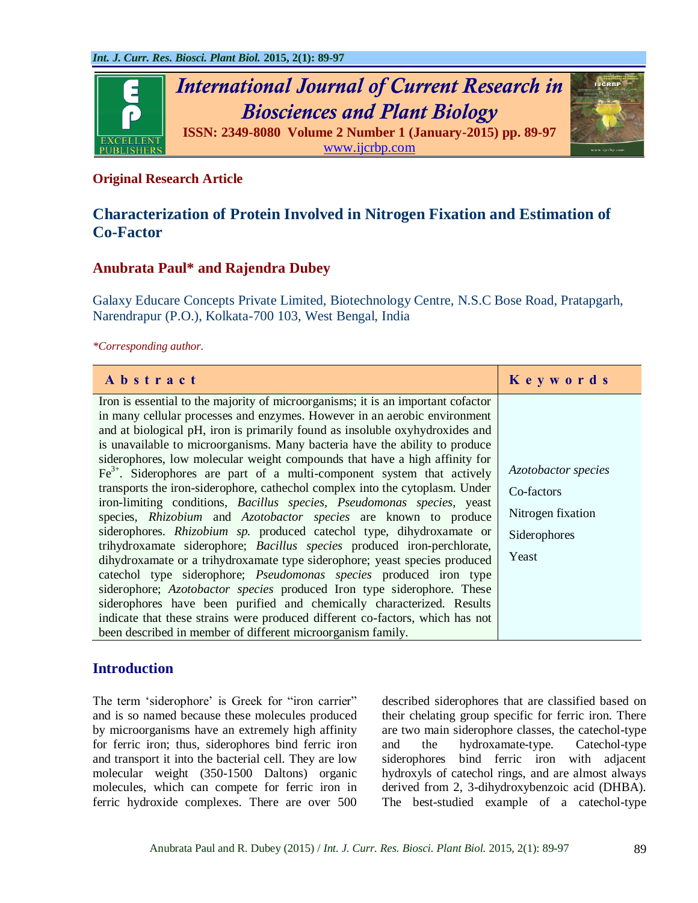**Original Research Article**

# Characterization of Protein Involved in Nitrogen Fixation and Estimation of Co-Factor

## Anubrata Paul* and Rajendra Dubey

Galaxy Educare Concepts Private Limited, Biotechnology Centre, N.S.C Bose Road, Pratapgarh, Narendrapur (P.O.), Kolkata-700 103, West Bengal, India

*\*Corresponding author.*

| Abstract | Keywords |
|---|---|
| Iron is essential to the majority of microorganisms; it is an important cofactor in many cellular processes and enzymes. However in an aerobic environment and at biological pH, iron is primarily found as insoluble oxyhydroxides and is unavailable to microorganisms. Many bacteria have the ability to produce siderophores, low molecular weight compounds that have a high affinity for $Fe^{3+}$. Siderophores are part of a multi-component system that actively transports the iron-siderophore, cathechol complex into the cytoplasm. Under iron-limiting conditions, *Bacillus species*, *Pseudomonas species*, yeast species, *Rhizobium* and *Azotobacter species* are known to produce siderophores. *Rhizobium sp.* produced catechol type, dihydroxamate or trihydroxamate siderophore; *Bacillus species* produced iron-perchlorate, dihydroxamate or a trihydroxamate type siderophore; yeast species produced catechol type siderophore; *Pseudomonas species* produced iron type siderophore; *Azotobacter species* produced Iron type siderophore. These siderophores have been purified and chemically characterized. Results indicate that these strains were produced different co-factors, which has not been described in member of different microorganism family. | *Azotobacter species*<br>Co-factors<br>Nitrogen fixation<br>Siderophores<br>Yeast |

## Introduction

The term 'siderophore' is Greek for "iron carrier" and is so named because these molecules produced by microorganisms have an extremely high affinity for ferric iron; thus, siderophores bind ferric iron and transport it into the bacterial cell. They are low molecular weight (350-1500 Daltons) organic molecules, which can compete for ferric iron in ferric hydroxide complexes. There are over 500 described siderophores that are classified based on their chelating group specific for ferric iron. There are two main siderophore classes, the catechol-type and the hydroxamate-type. Catechol-type siderophores bind ferric iron with adjacent hydroxyls of catechol rings, and are almost always derived from 2, 3-dihydroxybenzoic acid (DHBA). The best-studied example of a catechol-type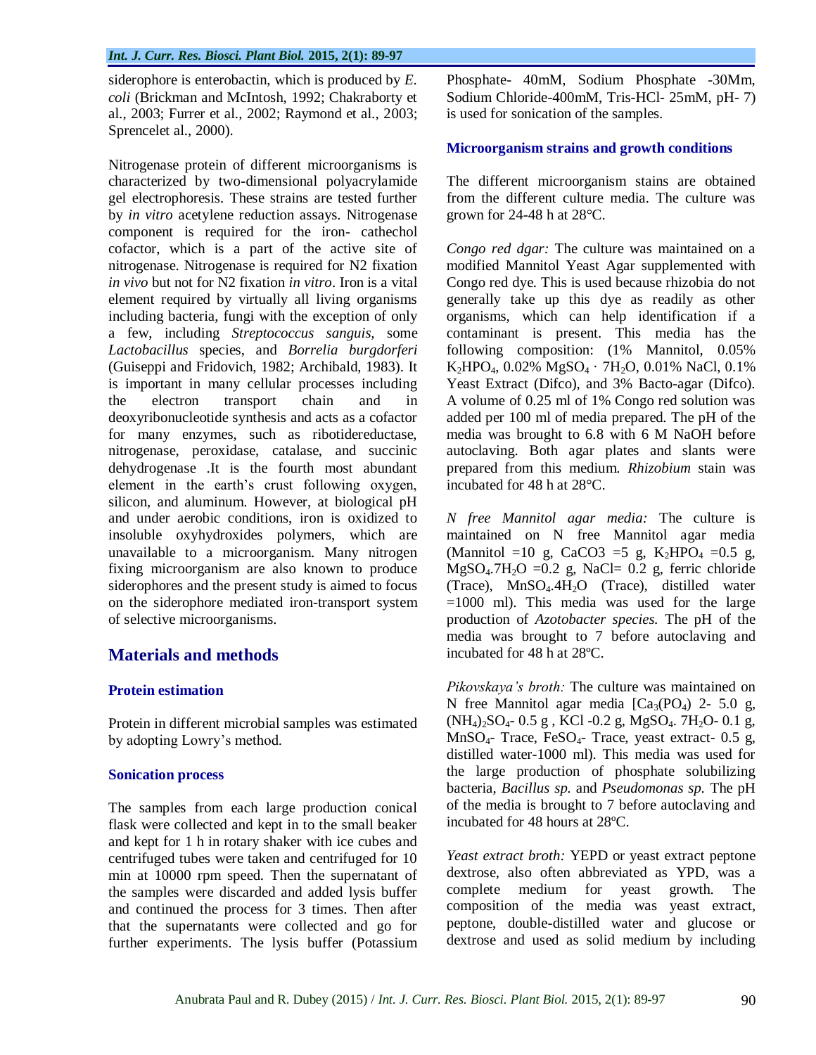siderophore is enterobactin, which is produced by *E. coli* (Brickman and McIntosh, 1992; Chakraborty et al., 2003; Furrer et al., 2002; Raymond et al., 2003; Sprencelet al., 2000).

Nitrogenase protein of different microorganisms is characterized by two-dimensional polyacrylamide gel electrophoresis. These strains are tested further by *in vitro* acetylene reduction assays. Nitrogenase component is required for the iron- cathechol cofactor, which is a part of the active site of nitrogenase. Nitrogenase is required for N2 fixation *in vivo* but not for N2 fixation *in vitro*. Iron is a vital element required by virtually all living organisms including bacteria, fungi with the exception of only a few, including *Streptococcus sanguis,* some *Lactobacillus* species, and *Borrelia burgdorferi* (Guiseppi and Fridovich, 1982; Archibald, 1983). It is important in many cellular processes including the electron transport chain and in deoxyribonucleotide synthesis and acts as a cofactor for many enzymes, such as ribotidereductase, nitrogenase, peroxidase, catalase, and succinic dehydrogenase .It is the fourth most abundant element in the earth's crust following oxygen, silicon, and aluminum. However, at biological pH and under aerobic conditions, iron is oxidized to insoluble oxyhydroxides polymers, which are unavailable to a microorganism. Many nitrogen fixing microorganism are also known to produce siderophores and the present study is aimed to focus on the siderophore mediated iron-transport system of selective microorganisms.

## Materials and methods

### Protein estimation

Protein in different microbial samples was estimated by adopting Lowry's method.

### Sonication process

The samples from each large production conical flask were collected and kept in to the small beaker and kept for 1 h in rotary shaker with ice cubes and centrifuged tubes were taken and centrifuged for 10 min at 10000 rpm speed. Then the supernatant of the samples were discarded and added lysis buffer and continued the process for 3 times. Then after that the supernatants were collected and go for further experiments. The lysis buffer (Potassium Phosphate- 40mM, Sodium Phosphate -30Mm, Sodium Chloride-400mM, Tris-HCl- 25mM, pH- 7) is used for sonication of the samples.

### Microorganism strains and growth conditions

The different microorganism stains are obtained from the different culture media. The culture was grown for 24-48 h at 28°C.

*Congo red dgar:* The culture was maintained on a modified Mannitol Yeast Agar supplemented with Congo red dye. This is used because rhizobia do not generally take up this dye as readily as other organisms, which can help identification if a contaminant is present. This media has the following composition: (1% Mannitol, 0.05% $K_2HPO_4$, 0.02% $MgSO_4 \cdot 7H_2O$, 0.01% NaCl, 0.1% Yeast Extract (Difco), and 3% Bacto-agar (Difco). A volume of 0.25 ml of 1% Congo red solution was added per 100 ml of media prepared. The pH of the media was brought to 6.8 with 6 M NaOH before autoclaving. Both agar plates and slants were prepared from this medium. *Rhizobium* stain was incubated for 48 h at 28°C.

*N free Mannitol agar media:* The culture is maintained on N free Mannitol agar media (Mannitol =10 g, CaCO3 =5 g, $K_2HPO_4$ =0.5 g, $MgSO_4.7H_2O$ =0.2 g, NaCl= 0.2 g, ferric chloride (Trace), $MnSO_4.4H_2O$ (Trace), distilled water =1000 ml). This media was used for the large production of *Azotobacter species.* The pH of the media was brought to 7 before autoclaving and incubated for 48 h at 28ºC.

*Pikovskaya's broth:* The culture was maintained on N free Mannitol agar media [$Ca_3(PO_4)$ 2- 5.0 g, $(NH_4)_2SO_4$- 0.5 g , KCl -0.2 g, $MgSO_4$. $7H_2O$- 0.1 g, $MnSO_4$- Trace, $FeSO_4$- Trace, yeast extract- 0.5 g, distilled water-1000 ml). This media was used for the large production of phosphate solubilizing bacteria, *Bacillus sp.* and *Pseudomonas sp.* The pH of the media is brought to 7 before autoclaving and incubated for 48 hours at 28ºC.

*Yeast extract broth:* YEPD or yeast extract peptone dextrose, also often abbreviated as YPD, was a complete medium for yeast growth. The composition of the media was yeast extract, peptone, double-distilled water and glucose or dextrose and used as solid medium by including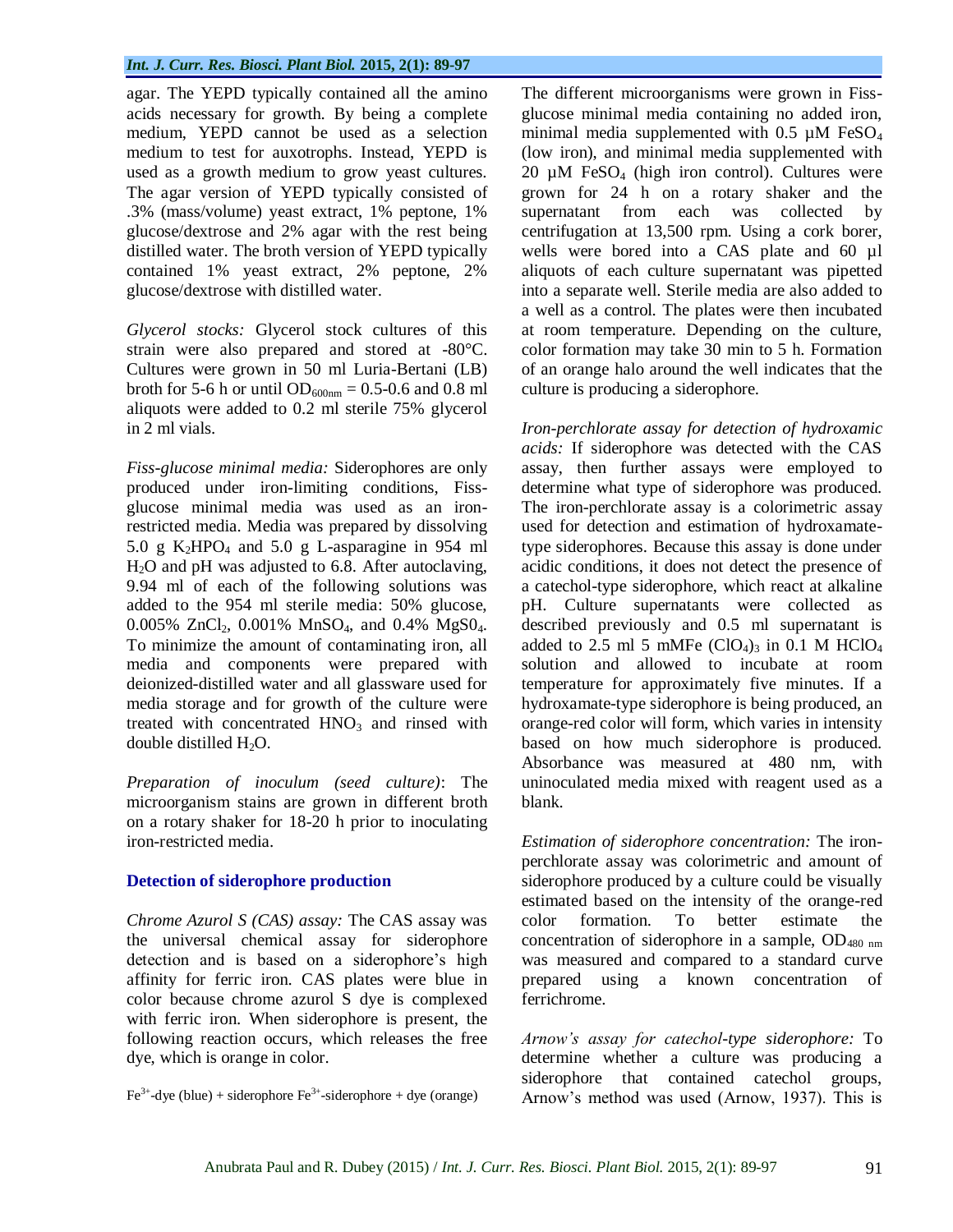agar. The YEPD typically contained all the amino acids necessary for growth. By being a complete medium, YEPD cannot be used as a selection medium to test for auxotrophs. Instead, YEPD is used as a growth medium to grow yeast cultures. The agar version of YEPD typically consisted of .3% (mass/volume) yeast extract, 1% peptone, 1% glucose/dextrose and 2% agar with the rest being distilled water. The broth version of YEPD typically contained 1% yeast extract, 2% peptone, 2% glucose/dextrose with distilled water.

*Glycerol stocks:* Glycerol stock cultures of this strain were also prepared and stored at -80°C. Cultures were grown in 50 ml Luria-Bertani (LB) broth for 5-6 h or until $OD_{600nm}$ = 0.5-0.6 and 0.8 ml aliquots were added to 0.2 ml sterile 75% glycerol in 2 ml vials.

*Fiss-glucose minimal media:* Siderophores are only produced under iron-limiting conditions, Fiss-glucose minimal media was used as an iron-restricted media. Media was prepared by dissolving 5.0 g $K_2HPO_4$ and 5.0 g L-asparagine in 954 ml $H_2O$ and pH was adjusted to 6.8. After autoclaving, 9.94 ml of each of the following solutions was added to the 954 ml sterile media: 50% glucose, 0.005% $ZnCl_2$, 0.001% $MnSO_4$, and 0.4% $MgS0_4$. To minimize the amount of contaminating iron, all media and components were prepared with deionized-distilled water and all glassware used for media storage and for growth of the culture were treated with concentrated $HNO_3$ and rinsed with double distilled $H_2O$.

*Preparation of inoculum (seed culture)*: The microorganism stains are grown in different broth on a rotary shaker for 18-20 h prior to inoculating iron-restricted media.

### Detection of siderophore production

*Chrome Azurol S (CAS) assay:* The CAS assay was the universal chemical assay for siderophore detection and is based on a siderophore's high affinity for ferric iron. CAS plates were blue in color because chrome azurol S dye is complexed with ferric iron. When siderophore is present, the following reaction occurs, which releases the free dye, which is orange in color.

$Fe^{3+}$-dye (blue) + siderophore $Fe^{3+}$-siderophore + dye (orange)

The different microorganisms were grown in Fiss-glucose minimal media containing no added iron, minimal media supplemented with 0.5 µM $FeSO_4$ (low iron), and minimal media supplemented with 20 µM $FeSO_4$ (high iron control). Cultures were grown for 24 h on a rotary shaker and the supernatant from each was collected by centrifugation at 13,500 rpm. Using a cork borer, wells were bored into a CAS plate and 60 µl aliquots of each culture supernatant was pipetted into a separate well. Sterile media are also added to a well as a control. The plates were then incubated at room temperature. Depending on the culture, color formation may take 30 min to 5 h. Formation of an orange halo around the well indicates that the culture is producing a siderophore.

*Iron-perchlorate assay for detection of hydroxamic acids:* If siderophore was detected with the CAS assay, then further assays were employed to determine what type of siderophore was produced. The iron-perchlorate assay is a colorimetric assay used for detection and estimation of hydroxamate-type siderophores. Because this assay is done under acidic conditions, it does not detect the presence of a catechol-type siderophore, which react at alkaline pH. Culture supernatants were collected as described previously and 0.5 ml supernatant is added to 2.5 ml 5 mMFe $(ClO_4)_3$ in 0.1 M $HClO_4$ solution and allowed to incubate at room temperature for approximately five minutes. If a hydroxamate-type siderophore is being produced, an orange-red color will form, which varies in intensity based on how much siderophore is produced. Absorbance was measured at 480 nm, with uninoculated media mixed with reagent used as a blank.

*Estimation of siderophore concentration:* The iron-perchlorate assay was colorimetric and amount of siderophore produced by a culture could be visually estimated based on the intensity of the orange-red color formation. To better estimate the concentration of siderophore in a sample, $OD_{480\ nm}$ was measured and compared to a standard curve prepared using a known concentration of ferrichrome.

*Arnow's assay for catechol-type siderophore:* To determine whether a culture was producing a siderophore that contained catechol groups, Arnow's method was used (Arnow, 1937). This is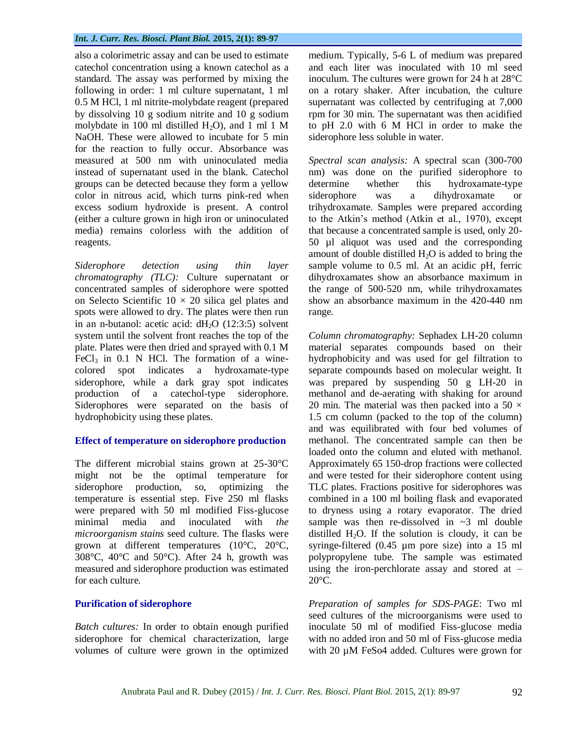also a colorimetric assay and can be used to estimate catechol concentration using a known catechol as a standard. The assay was performed by mixing the following in order: 1 ml culture supernatant, 1 ml 0.5 M HCl, 1 ml nitrite-molybdate reagent (prepared by dissolving 10 g sodium nitrite and 10 g sodium molybdate in 100 ml distilled $H_2O$), and 1 ml 1 M NaOH. These were allowed to incubate for 5 min for the reaction to fully occur. Absorbance was measured at 500 nm with uninoculated media instead of supernatant used in the blank. Catechol groups can be detected because they form a yellow color in nitrous acid, which turns pink-red when excess sodium hydroxide is present. A control (either a culture grown in high iron or uninoculated media) remains colorless with the addition of reagents.

*Siderophore detection using thin layer chromatography (TLC):* Culture supernatant or concentrated samples of siderophore were spotted on Selecto Scientific 10 × 20 silica gel plates and spots were allowed to dry. The plates were then run in an n-butanol: acetic acid: $dH_2O$ (12:3:5) solvent system until the solvent front reaches the top of the plate. Plates were then dried and sprayed with 0.1 M $FeCl_3$ in 0.1 N HCl. The formation of a wine-colored spot indicates a hydroxamate-type siderophore, while a dark gray spot indicates production of a catechol-type siderophore. Siderophores were separated on the basis of hydrophobicity using these plates.

### Effect of temperature on siderophore production

The different microbial stains grown at 25-30°C might not be the optimal temperature for siderophore production, so, optimizing the temperature is essential step. Five 250 ml flasks were prepared with 50 ml modified Fiss-glucose minimal media and inoculated with *the microorganism stains* seed culture. The flasks were grown at different temperatures (10°C, 20°C, 308°C, 40°C and 50°C). After 24 h, growth was measured and siderophore production was estimated for each culture.

### Purification of siderophore

*Batch cultures:* In order to obtain enough purified siderophore for chemical characterization, large volumes of culture were grown in the optimized medium. Typically, 5-6 L of medium was prepared and each liter was inoculated with 10 ml seed inoculum. The cultures were grown for 24 h at 28°C on a rotary shaker. After incubation, the culture supernatant was collected by centrifuging at 7,000 rpm for 30 min. The supernatant was then acidified to pH 2.0 with 6 M HCl in order to make the siderophore less soluble in water.

*Spectral scan analysis:* A spectral scan (300-700 nm) was done on the purified siderophore to determine whether this hydroxamate-type siderophore was a dihydroxamate or trihydroxamate. Samples were prepared according to the Atkin's method (Atkin et al., 1970), except that because a concentrated sample is used, only 20-50 µl aliquot was used and the corresponding amount of double distilled $H_2O$ is added to bring the sample volume to 0.5 ml. At an acidic pH, ferric dihydroxamates show an absorbance maximum in the range of 500-520 nm, while trihydroxamates show an absorbance maximum in the 420-440 nm range.

*Column chromatography:* Sephadex LH-20 column material separates compounds based on their hydrophobicity and was used for gel filtration to separate compounds based on molecular weight. It was prepared by suspending 50 g LH-20 in methanol and de-aerating with shaking for around 20 min. The material was then packed into a 50 × 1.5 cm column (packed to the top of the column) and was equilibrated with four bed volumes of methanol. The concentrated sample can then be loaded onto the column and eluted with methanol. Approximately 65 150-drop fractions were collected and were tested for their siderophore content using TLC plates. Fractions positive for siderophores was combined in a 100 ml boiling flask and evaporated to dryness using a rotary evaporator. The dried sample was then re-dissolved in ~3 ml double distilled $H_2O$. If the solution is cloudy, it can be syringe-filtered (0.45 µm pore size) into a 15 ml polypropylene tube. The sample was estimated using the iron-perchlorate assay and stored at –20°C.

*Preparation of samples for SDS-PAGE*: Two ml seed cultures of the microorganisms were used to inoculate 50 ml of modified Fiss-glucose media with no added iron and 50 ml of Fiss-glucose media with 20 µM FeSo4 added. Cultures were grown for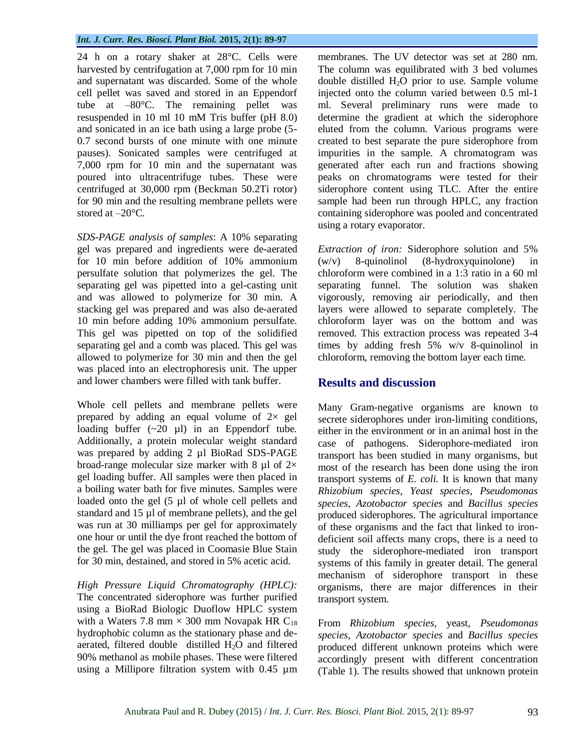24 h on a rotary shaker at 28°C. Cells were harvested by centrifugation at 7,000 rpm for 10 min and supernatant was discarded. Some of the whole cell pellet was saved and stored in an Eppendorf tube at –80°C. The remaining pellet was resuspended in 10 ml 10 mM Tris buffer (pH 8.0) and sonicated in an ice bath using a large probe (5-0.7 second bursts of one minute with one minute pauses). Sonicated samples were centrifuged at 7,000 rpm for 10 min and the supernatant was poured into ultracentrifuge tubes. These were centrifuged at 30,000 rpm (Beckman 50.2Ti rotor) for 90 min and the resulting membrane pellets were stored at –20°C.

*SDS-PAGE analysis of samples*: A 10% separating gel was prepared and ingredients were de-aerated for 10 min before addition of 10% ammonium persulfate solution that polymerizes the gel. The separating gel was pipetted into a gel-casting unit and was allowed to polymerize for 30 min. A stacking gel was prepared and was also de-aerated 10 min before adding 10% ammonium persulfate. This gel was pipetted on top of the solidified separating gel and a comb was placed. This gel was allowed to polymerize for 30 min and then the gel was placed into an electrophoresis unit. The upper and lower chambers were filled with tank buffer.

Whole cell pellets and membrane pellets were prepared by adding an equal volume of 2× gel loading buffer (~20 µl) in an Eppendorf tube. Additionally, a protein molecular weight standard was prepared by adding 2 µl BioRad SDS-PAGE broad-range molecular size marker with 8 µl of 2× gel loading buffer. All samples were then placed in a boiling water bath for five minutes. Samples were loaded onto the gel (5 µl of whole cell pellets and standard and 15 µl of membrane pellets), and the gel was run at 30 milliamps per gel for approximately one hour or until the dye front reached the bottom of the gel. The gel was placed in Coomasie Blue Stain for 30 min, destained, and stored in 5% acetic acid.

*High Pressure Liquid Chromatography (HPLC):* The concentrated siderophore was further purified using a BioRad Biologic Duoflow HPLC system with a Waters 7.8 mm × 300 mm Novapak HR $C_{18}$ hydrophobic column as the stationary phase and de-aerated, filtered double distilled $H_2O$ and filtered 90% methanol as mobile phases. These were filtered using a Millipore filtration system with 0.45 µm membranes. The UV detector was set at 280 nm. The column was equilibrated with 3 bed volumes double distilled $H_2O$ prior to use. Sample volume injected onto the column varied between 0.5 ml-1 ml. Several preliminary runs were made to determine the gradient at which the siderophore eluted from the column. Various programs were created to best separate the pure siderophore from impurities in the sample. A chromatogram was generated after each run and fractions showing peaks on chromatograms were tested for their siderophore content using TLC. After the entire sample had been run through HPLC, any fraction containing siderophore was pooled and concentrated using a rotary evaporator.

*Extraction of iron:* Siderophore solution and 5% (w/v) 8-quinolinol (8-hydroxyquinolone) in chloroform were combined in a 1:3 ratio in a 60 ml separating funnel. The solution was shaken vigorously, removing air periodically, and then layers were allowed to separate completely. The chloroform layer was on the bottom and was removed. This extraction process was repeated 3-4 times by adding fresh 5% w/v 8-quinolinol in chloroform, removing the bottom layer each time.

## Results and discussion

Many Gram-negative organisms are known to secrete siderophores under iron-limiting conditions, either in the environment or in an animal host in the case of pathogens. Siderophore-mediated iron transport has been studied in many organisms, but most of the research has been done using the iron transport systems of *E. coli.* It is known that many *Rhizobium species, Yeast species, Pseudomonas species*, *Azotobacter species* and *Bacillus species* produced siderophores. The agricultural importance of these organisms and the fact that linked to iron-deficient soil affects many crops, there is a need to study the siderophore-mediated iron transport systems of this family in greater detail. The general mechanism of siderophore transport in these organisms, there are major differences in their transport system.

From *Rhizobium species*, yeast, *Pseudomonas species*, *Azotobacter species* and *Bacillus species* produced different unknown proteins which were accordingly present with different concentration (Table 1). The results showed that unknown protein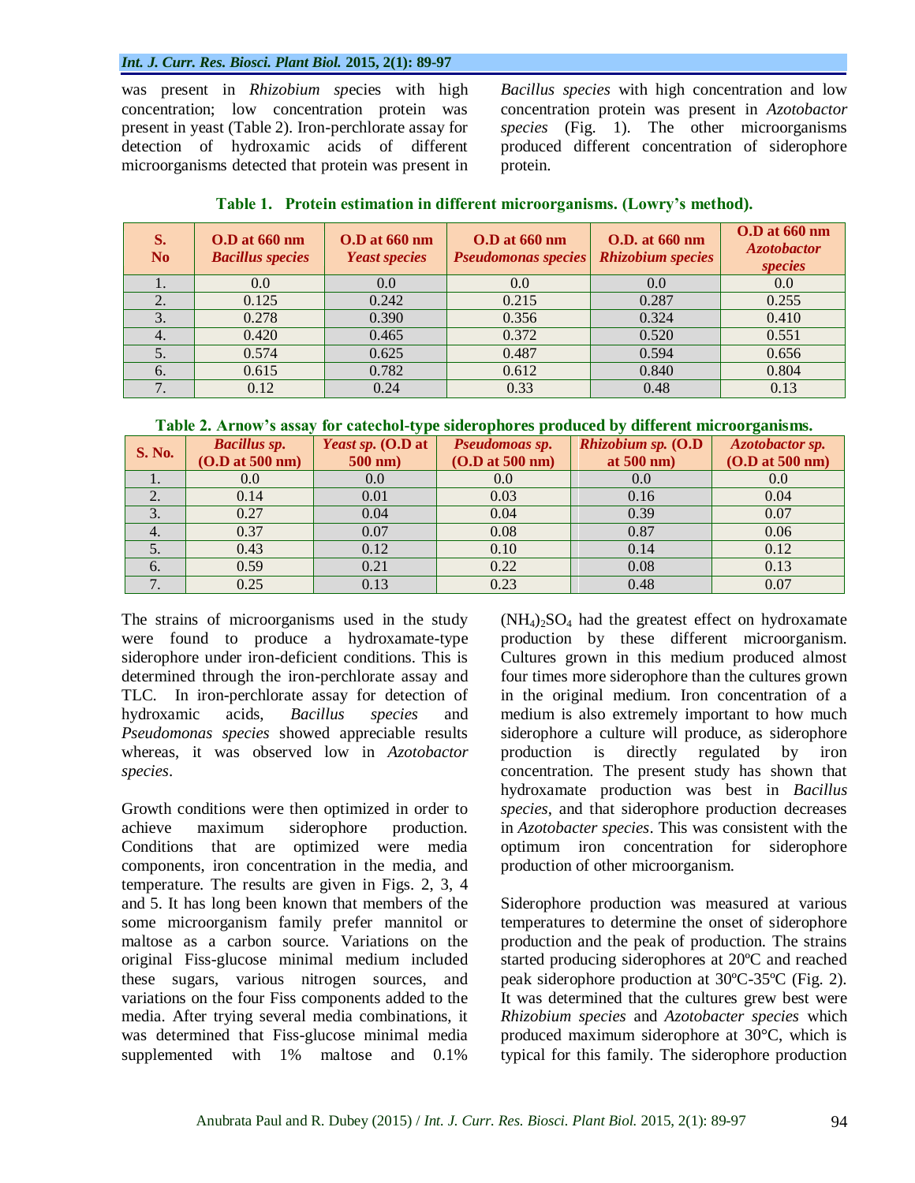was present in *Rhizobium sp*ecies with high concentration; low concentration protein was present in yeast (Table 2). Iron-perchlorate assay for detection of hydroxamic acids of different microorganisms detected that protein was present in *Bacillus species* with high concentration and low concentration protein was present in *Azotobacter species* (Fig. 1). The other microorganisms produced different concentration of siderophore protein.

**Table 1. Protein estimation in different microorganisms. (Lowry's method).**

| S. No | O.D at 660 nm *Bacillus species* | O.D at 660 nm *Yeast species* | O.D at 660 nm *Pseudomonas species* | O.D. at 660 nm *Rhizobium species* | O.D at 660 nm *Azotobactor species* |
|---|---|---|---|---|---|
| 1. | 0.0 | 0.0 | 0.0 | 0.0 | 0.0 |
| 2. | 0.125 | 0.242 | 0.215 | 0.287 | 0.255 |
| 3. | 0.278 | 0.390 | 0.356 | 0.324 | 0.410 |
| 4. | 0.420 | 0.465 | 0.372 | 0.520 | 0.551 |
| 5. | 0.574 | 0.625 | 0.487 | 0.594 | 0.656 |
| 6. | 0.615 | 0.782 | 0.612 | 0.840 | 0.804 |
| 7. | 0.12 | 0.24 | 0.33 | 0.48 | 0.13 |

**Table 2. Arnow's assay for catechol-type siderophores produced by different microorganisms.**

| S. No. | *Bacillus sp.* (O.D at 500 nm) | *Yeast sp.* (O.D at 500 nm) | *Pseudomoas sp.* (O.D at 500 nm) | *Rhizobium sp.* (O.D at 500 nm) | *Azotobactor sp.* (O.D at 500 nm) |
|---|---|---|---|---|---|
| 1. | 0.0 | 0.0 | 0.0 | 0.0 | 0.0 |
| 2. | 0.14 | 0.01 | 0.03 | 0.16 | 0.04 |
| 3. | 0.27 | 0.04 | 0.04 | 0.39 | 0.07 |
| 4. | 0.37 | 0.07 | 0.08 | 0.87 | 0.06 |
| 5. | 0.43 | 0.12 | 0.10 | 0.14 | 0.12 |
| 6. | 0.59 | 0.21 | 0.22 | 0.08 | 0.13 |
| 7. | 0.25 | 0.13 | 0.23 | 0.48 | 0.07 |

The strains of microorganisms used in the study were found to produce a hydroxamate-type siderophore under iron-deficient conditions. This is determined through the iron-perchlorate assay and TLC. In iron-perchlorate assay for detection of hydroxamic acids, *Bacillus species* and *Pseudomonas species* showed appreciable results whereas, it was observed low in *Azotobactor species*.

Growth conditions were then optimized in order to achieve maximum siderophore production. Conditions that are optimized were media components, iron concentration in the media, and temperature. The results are given in Figs. 2, 3, 4 and 5. It has long been known that members of the some microorganism family prefer mannitol or maltose as a carbon source. Variations on the original Fiss-glucose minimal medium included these sugars, various nitrogen sources, and variations on the four Fiss components added to the media. After trying several media combinations, it was determined that Fiss-glucose minimal media supplemented with 1% maltose and 0.1% $(NH_4)_2SO_4$ had the greatest effect on hydroxamate production by these different microorganism. Cultures grown in this medium produced almost four times more siderophore than the cultures grown in the original medium. Iron concentration of a medium is also extremely important to how much siderophore a culture will produce, as siderophore production is directly regulated by iron concentration. The present study has shown that hydroxamate production was best in *Bacillus species*, and that siderophore production decreases in *Azotobacter species*. This was consistent with the optimum iron concentration for siderophore production of other microorganism.

Siderophore production was measured at various temperatures to determine the onset of siderophore production and the peak of production. The strains started producing siderophores at 20ºC and reached peak siderophore production at 30ºC-35ºC (Fig. 2). It was determined that the cultures grew best were *Rhizobium species* and *Azotobacter species* which produced maximum siderophore at 30°C, which is typical for this family. The siderophore production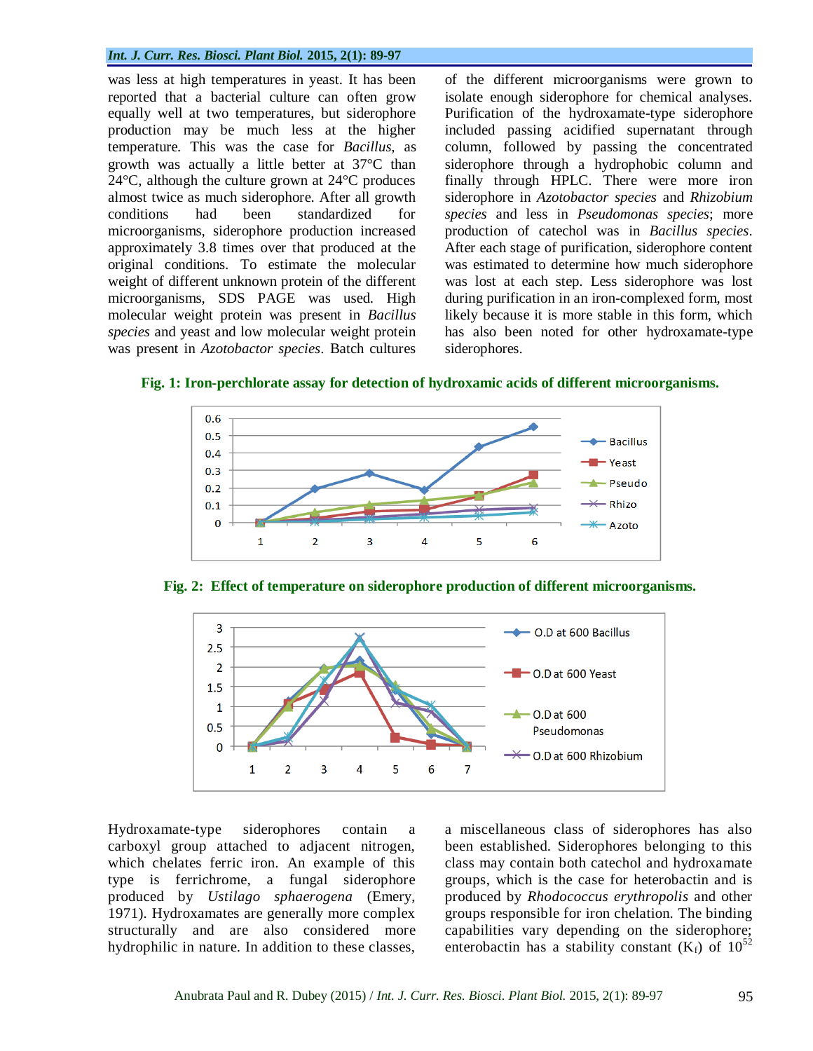was less at high temperatures in yeast. It has been reported that a bacterial culture can often grow equally well at two temperatures, but siderophore production may be much less at the higher temperature. This was the case for *Bacillus*, as growth was actually a little better at 37°C than 24°C, although the culture grown at 24°C produces almost twice as much siderophore. After all growth conditions had been standardized for microorganisms, siderophore production increased approximately 3.8 times over that produced at the original conditions. To estimate the molecular weight of different unknown protein of the different microorganisms, SDS PAGE was used. High molecular weight protein was present in *Bacillus species* and yeast and low molecular weight protein was present in *Azotobacter species*. Batch cultures of the different microorganisms were grown to isolate enough siderophore for chemical analyses. Purification of the hydroxamate-type siderophore included passing acidified supernatant through column, followed by passing the concentrated siderophore through a hydrophobic column and finally through HPLC. There were more iron siderophore in *Azotobacter species* and *Rhizobium species* and less in *Pseudomonas species*; more production of catechol was in *Bacillus species*. After each stage of purification, siderophore content was estimated to determine how much siderophore was lost at each step. Less siderophore was lost during purification in an iron-complexed form, most likely because it is more stable in this form, which has also been noted for other hydroxamate-type siderophores.

**Fig. 1: Iron-perchlorate assay for detection of hydroxamic acids of different microorganisms.**

**Fig. 2: Effect of temperature on siderophore production of different microorganisms.**

Hydroxamate-type siderophores contain a carboxyl group attached to adjacent nitrogen, which chelates ferric iron. An example of this type is ferrichrome, a fungal siderophore produced by *Ustilago sphaerogena* (Emery, 1971). Hydroxamates are generally more complex structurally and are also considered more hydrophilic in nature. In addition to these classes, a miscellaneous class of siderophores has also been established. Siderophores belonging to this class may contain both catechol and hydroxamate groups, which is the case for heterobactin and is produced by *Rhodococcus erythropolis* and other groups responsible for iron chelation. The binding capabilities vary depending on the siderophore; enterobactin has a stability constant ($K_f$) of $10^{52}$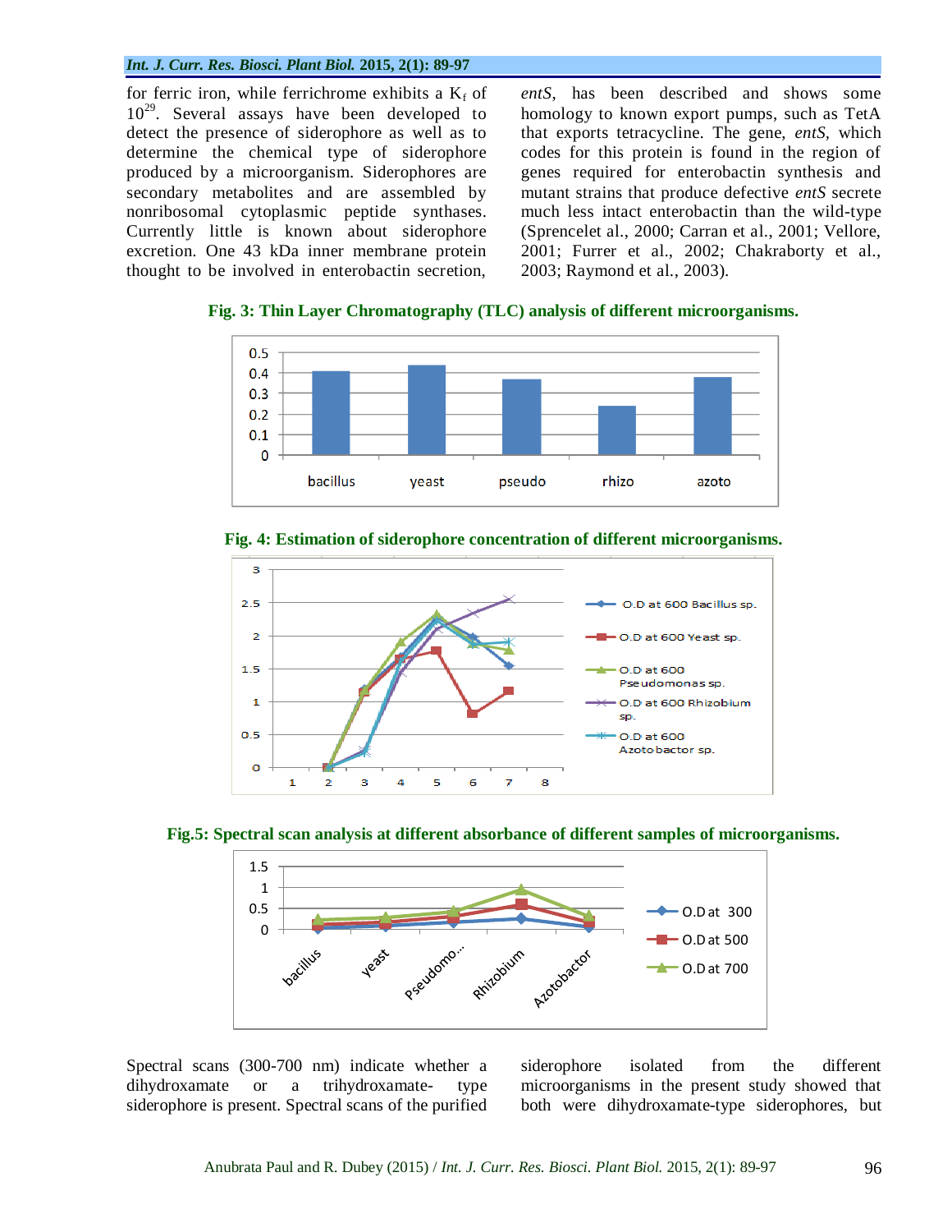for ferric iron, while ferrichrome exhibits a $K_f$ of $10^{29}$. Several assays have been developed to detect the presence of siderophore as well as to determine the chemical type of siderophore produced by a microorganism. Siderophores are secondary metabolites and are assembled by nonribosomal cytoplasmic peptide synthases. Currently little is known about siderophore excretion. One 43 kDa inner membrane protein thought to be involved in enterobactin secretion, *entS*, has been described and shows some homology to known export pumps, such as TetA that exports tetracycline. The gene, *entS*, which codes for this protein is found in the region of genes required for enterobactin synthesis and mutant strains that produce defective *entS* secrete much less intact enterobactin than the wild-type (Sprencelet al., 2000; Carran et al., 2001; Vellore, 2001; Furrer et al., 2002; Chakraborty et al., 2003; Raymond et al., 2003).

**Fig. 3: Thin Layer Chromatography (TLC) analysis of different microorganisms.**

**Fig. 4: Estimation of siderophore concentration of different microorganisms.**

**Fig.5: Spectral scan analysis at different absorbance of different samples of microorganisms.**

Spectral scans (300-700 nm) indicate whether a dihydroxamate or a trihydroxamate- type siderophore is present. Spectral scans of the purified siderophore isolated from the different microorganisms in the present study showed that both were dihydroxamate-type siderophores, but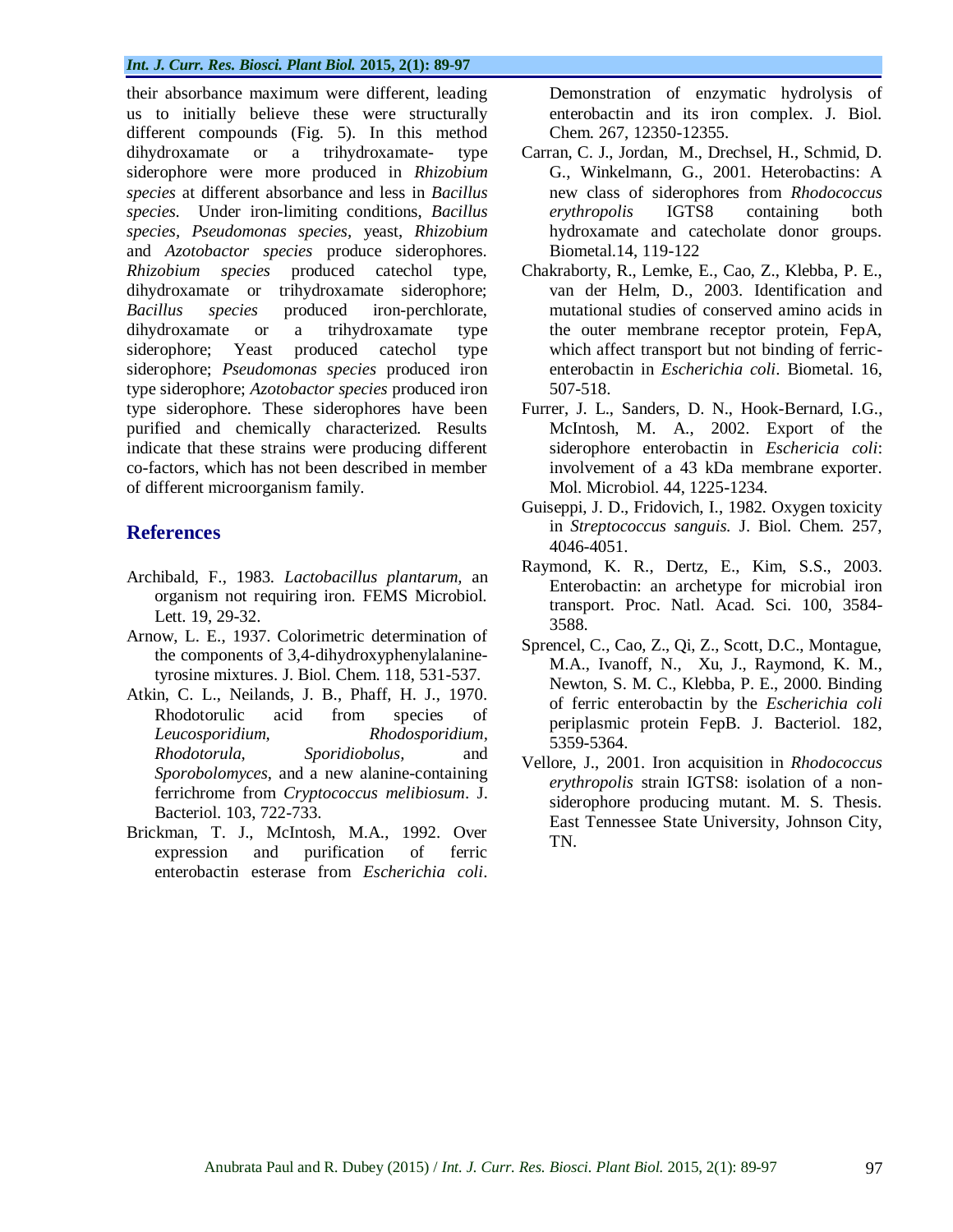their absorbance maximum were different, leading us to initially believe these were structurally different compounds (Fig. 5). In this method dihydroxamate or a trihydroxamate- type siderophore were more produced in *Rhizobium species* at different absorbance and less in *Bacillus species.* Under iron-limiting conditions, *Bacillus species*, *Pseudomonas species*, yeast, *Rhizobium* and *Azotobactor species* produce siderophores. *Rhizobium species* produced catechol type, dihydroxamate or trihydroxamate siderophore; *Bacillus species* produced iron-perchlorate, dihydroxamate or a trihydroxamate type siderophore; Yeast produced catechol type siderophore; *Pseudomonas species* produced iron type siderophore; *Azotobactor species* produced iron type siderophore. These siderophores have been purified and chemically characterized. Results indicate that these strains were producing different co-factors, which has not been described in member of different microorganism family.

## References

Archibald, F., 1983. *Lactobacillus plantarum*, an organism not requiring iron. FEMS Microbiol. Lett. 19, 29-32.

Arnow, L. E., 1937. Colorimetric determination of the components of 3,4-dihydroxyphenylalanine-tyrosine mixtures. J. Biol. Chem. 118, 531-537.

Atkin, C. L., Neilands, J. B., Phaff, H. J., 1970. Rhodotorulic acid from species of *Leucosporidium*, *Rhodosporidium*, *Rhodotorula*, *Sporidiobolus*, and *Sporobolomyces*, and a new alanine-containing ferrichrome from *Cryptococcus melibiosum*. J. Bacteriol. 103, 722-733.

Brickman, T. J., McIntosh, M.A., 1992. Over expression and purification of ferric enterobactin esterase from *Escherichia coli*. Demonstration of enzymatic hydrolysis of enterobactin and its iron complex. J. Biol. Chem. 267, 12350-12355.

Carran, C. J., Jordan, M., Drechsel, H., Schmid, D. G., Winkelmann, G., 2001. Heterobactins: A new class of siderophores from *Rhodococcus erythropolis* IGTS8 containing both hydroxamate and catecholate donor groups. Biometal.14, 119-122

Chakraborty, R., Lemke, E., Cao, Z., Klebba, P. E., van der Helm, D., 2003. Identification and mutational studies of conserved amino acids in the outer membrane receptor protein, FepA, which affect transport but not binding of ferric-enterobactin in *Escherichia coli*. Biometal. 16, 507-518.

Furrer, J. L., Sanders, D. N., Hook-Bernard, I.G., McIntosh, M. A., 2002. Export of the siderophore enterobactin in *Eschericia coli*: involvement of a 43 kDa membrane exporter. Mol. Microbiol. 44, 1225-1234.

Guiseppi, J. D., Fridovich, I., 1982. Oxygen toxicity in *Streptococcus sanguis.* J. Biol. Chem. 257, 4046-4051.

Raymond, K. R., Dertz, E., Kim, S.S., 2003. Enterobactin: an archetype for microbial iron transport. Proc. Natl. Acad. Sci. 100, 3584-3588.

Sprencel, C., Cao, Z., Qi, Z., Scott, D.C., Montague, M.A., Ivanoff, N., Xu, J., Raymond, K. M., Newton, S. M. C., Klebba, P. E., 2000. Binding of ferric enterobactin by the *Escherichia coli* periplasmic protein FepB. J. Bacteriol. 182, 5359-5364.

Vellore, J., 2001. Iron acquisition in *Rhodococcus erythropolis* strain IGTS8: isolation of a non-siderophore producing mutant. M. S. Thesis. East Tennessee State University, Johnson City, TN.